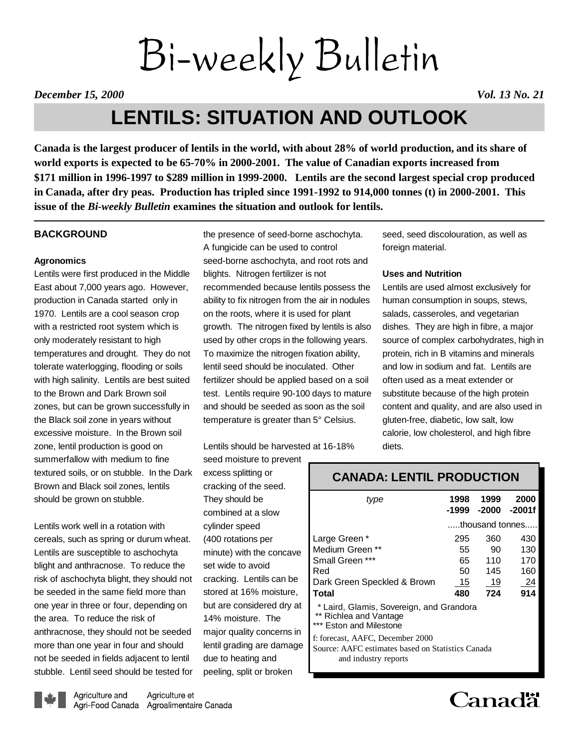# Bi-weekly Bulletin

*December 15, 2000* *Vol. 13 No. 21*

# LENTILS: SITUATION AND OUTLOOK

**Canada is the largest producer of lentils in the world, with about 28% of world production, and its share of world exports is expected to be 65-70% in 2000-2001. The value of Canadian exports increased from $171 million in 1996-1997 to $289 million in 1999-2000. Lentils are the second largest special crop produced in Canada, after dry peas. Production has tripled since 1991-1992 to 914,000 tonnes (t) in 2000-2001. This issue of the *Bi-weekly Bulletin* examines the situation and outlook for lentils.**

## BACKGROUND

### Agronomics

Lentils were first produced in the Middle East about 7,000 years ago. However, production in Canada started only in 1970. Lentils are a cool season crop with a restricted root system which is only moderately resistant to high temperatures and drought. They do not tolerate waterlogging, flooding or soils with high salinity. Lentils are best suited to the Brown and Dark Brown soil zones, but can be grown successfully in the Black soil zone in years without excessive moisture. In the Brown soil zone, lentil production is good on summerfallow with medium to fine textured soils, or on stubble. In the Dark Brown and Black soil zones, lentils should be grown on stubble.

Lentils work well in a rotation with cereals, such as spring or durum wheat. Lentils are susceptible to aschochyta blight and anthracnose. To reduce the risk of aschochyta blight, they should not be seeded in the same field more than one year in three or four, depending on the area. To reduce the risk of anthracnose, they should not be seeded more than one year in four and should not be seeded in fields adjacent to lentil stubble. Lentil seed should be tested for the presence of seed-borne aschochyta. A fungicide can be used to control seed-borne aschochyta, and root rots and blights. Nitrogen fertilizer is not recommended because lentils possess the ability to fix nitrogen from the air in nodules on the roots, where it is used for plant growth. The nitrogen fixed by lentils is also used by other crops in the following years. To maximize the nitrogen fixation ability, lentil seed should be inoculated. Other fertilizer should be applied based on a soil test. Lentils require 90-100 days to mature and should be seeded as soon as the soil temperature is greater than 5° Celsius.

Lentils should be harvested at 16-18% seed moisture to prevent excess splitting or cracking of the seed. They should be combined at a slow cylinder speed (400 rotations per minute) with the concave set wide to avoid cracking. Lentils can be stored at 16% moisture, but are considered dry at 14% moisture. The major quality concerns in lentil grading are damage due to heating and peeling, split or broken seed, seed discolouration, as well as foreign material.

### Uses and Nutrition

Lentils are used almost exclusively for human consumption in soups, stews, salads, casseroles, and vegetarian dishes. They are high in fibre, a major source of complex carbohydrates, high in protein, rich in B vitamins and minerals and low in sodium and fat. Lentils are often used as a meat extender or substitute because of the high protein content and quality, and are also used in gluten-free, diabetic, low salt, low calorie, low cholesterol, and high fibre diets.

**CANADA: LENTIL PRODUCTION**

| *type* | 1998-1999 | 1999-2000 | 2000-2001f |
|---|---|---|---|
| | .....thousand tonnes..... | | |
| Large Green * | 295 | 360 | 430 |
| Medium Green ** | 55 | 90 | 130 |
| Small Green *** | 65 | 110 | 170 |
| Red | 50 | 145 | 160 |
| Dark Green Speckled & Brown | 15 | 19 | 24 |
| **Total** | **480** | **724** | **914** |

\* Laird, Glamis, Sovereign, and Grandora
** Richlea and Vantage
*** Eston and Milestone

f: forecast, AAFC, December 2000
Source: AAFC estimates based on Statistics Canada and industry reports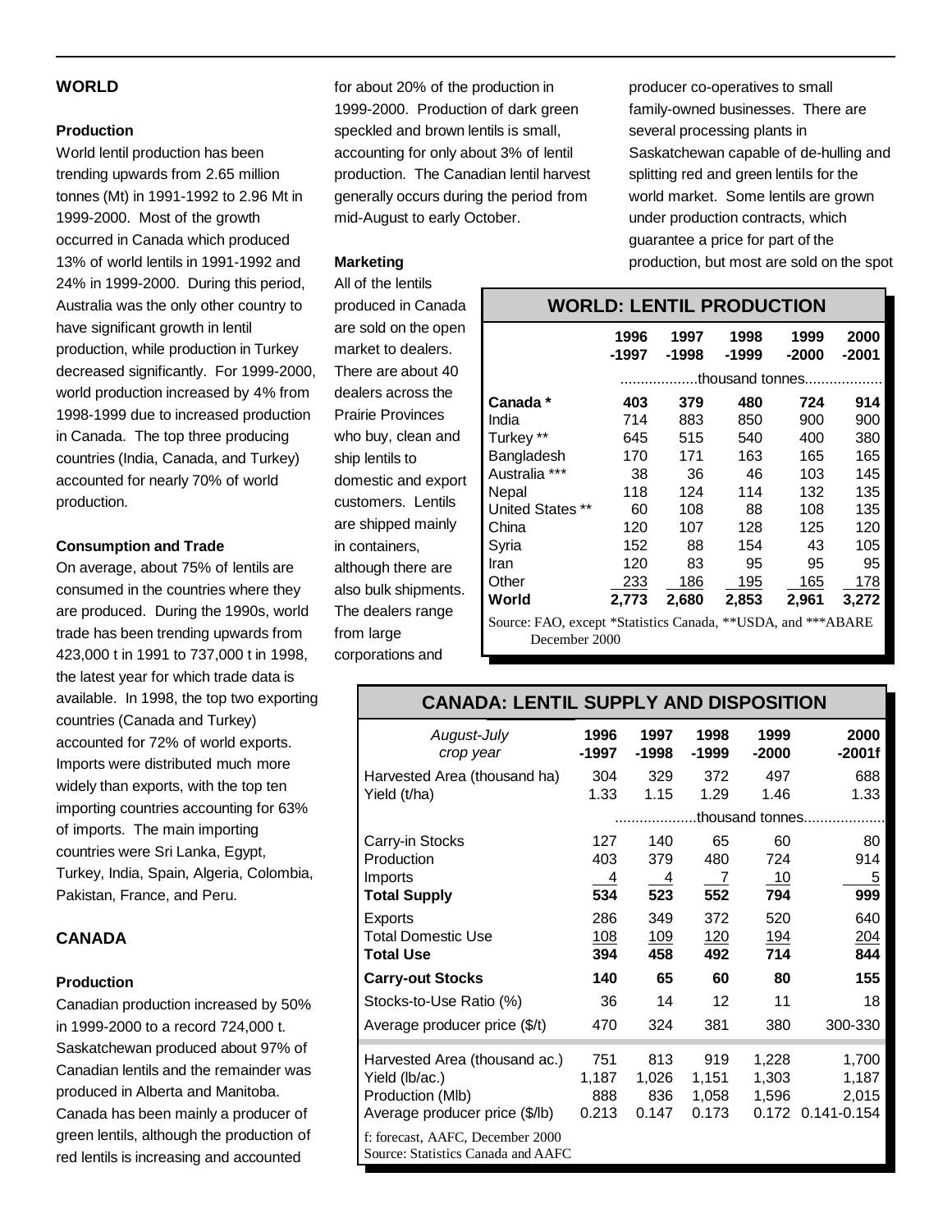## WORLD

### Production

World lentil production has been trending upwards from 2.65 million tonnes (Mt) in 1991-1992 to 2.96 Mt in 1999-2000. Most of the growth occurred in Canada which produced 13% of world lentils in 1991-1992 and 24% in 1999-2000. During this period, Australia was the only other country to have significant growth in lentil production, while production in Turkey decreased significantly. For 1999-2000, world production increased by 4% from 1998-1999 due to increased production in Canada. The top three producing countries (India, Canada, and Turkey) accounted for nearly 70% of world production.

### Consumption and Trade

On average, about 75% of lentils are consumed in the countries where they are produced. During the 1990s, world trade has been trending upwards from 423,000 t in 1991 to 737,000 t in 1998, the latest year for which trade data is available. In 1998, the top two exporting countries (Canada and Turkey) accounted for 72% of world exports. Imports were distributed much more widely than exports, with the top ten importing countries accounting for 63% of imports. The main importing countries were Sri Lanka, Egypt, Turkey, India, Spain, Algeria, Colombia, Pakistan, France, and Peru.

## CANADA

### Production

Canadian production increased by 50% in 1999-2000 to a record 724,000 t. Saskatchewan produced about 97% of Canadian lentils and the remainder was produced in Alberta and Manitoba. Canada has been mainly a producer of green lentils, although the production of red lentils is increasing and accounted for about 20% of the production in 1999-2000. Production of dark green speckled and brown lentils is small, accounting for only about 3% of lentil production. The Canadian lentil harvest generally occurs during the period from mid-August to early October.

### Marketing

All of the lentils produced in Canada are sold on the open market to dealers. There are about 40 dealers across the Prairie Provinces who buy, clean and ship lentils to domestic and export customers. Lentils are shipped mainly in containers, although there are also bulk shipments. The dealers range from large corporations and producer co-operatives to small family-owned businesses. There are several processing plants in Saskatchewan capable of de-hulling and splitting red and green lentils for the world market. Some lentils are grown under production contracts, which guarantee a price for part of the production, but most are sold on the spot

**WORLD: LENTIL PRODUCTION**

| | 1996 -1997 | 1997 -1998 | 1998 -1999 | 1999 -2000 | 2000 -2001 |
|---|---|---|---|---|---|
| | ...thousand tonnes... | | | | |
| **Canada \*** | **403** | **379** | **480** | **724** | **914** |
| India | 714 | 883 | 850 | 900 | 900 |
| Turkey \*\* | 645 | 515 | 540 | 400 | 380 |
| Bangladesh | 170 | 171 | 163 | 165 | 165 |
| Australia \*\*\* | 38 | 36 | 46 | 103 | 145 |
| Nepal | 118 | 124 | 114 | 132 | 135 |
| United States \*\* | 60 | 108 | 88 | 108 | 135 |
| China | 120 | 107 | 128 | 125 | 120 |
| Syria | 152 | 88 | 154 | 43 | 105 |
| Iran | 120 | 83 | 95 | 95 | 95 |
| Other | 233 | 186 | 195 | 165 | 178 |
| **World** | **2,773** | **2,680** | **2,853** | **2,961** | **3,272** |

Source: FAO, except \*Statistics Canada, \*\*USDA, and \*\*\*ABARE December 2000

**CANADA: LENTIL SUPPLY AND DISPOSITION**

| *August-July crop year* | 1996 -1997 | 1997 -1998 | 1998 -1999 | 1999 -2000 | 2000 -2001f |
|---|---|---|---|---|---|
| Harvested Area (thousand ha) | 304 | 329 | 372 | 497 | 688 |
| Yield (t/ha) | 1.33 | 1.15 | 1.29 | 1.46 | 1.33 |
| | ...thousand tonnes... | | | | |
| Carry-in Stocks | 127 | 140 | 65 | 60 | 80 |
| Production | 403 | 379 | 480 | 724 | 914 |
| Imports | 4 | 4 | 7 | 10 | 5 |
| **Total Supply** | **534** | **523** | **552** | **794** | **999** |
| Exports | 286 | 349 | 372 | 520 | 640 |
| Total Domestic Use | 108 | 109 | 120 | 194 | 204 |
| **Total Use** | **394** | **458** | **492** | **714** | **844** |
| **Carry-out Stocks** | **140** | **65** | **60** | **80** | **155** |
| Stocks-to-Use Ratio (%) | 36 | 14 | 12 | 11 | 18 |
| Average producer price ($/t) | 470 | 324 | 381 | 380 | 300-330 |
| Harvested Area (thousand ac.) | 751 | 813 | 919 | 1,228 | 1,700 |
| Yield (lb/ac.) | 1,187 | 1,026 | 1,151 | 1,303 | 1,187 |
| Production (Mlb) | 888 | 836 | 1,058 | 1,596 | 2,015 |
| Average producer price ($/lb) | 0.213 | 0.147 | 0.173 | 0.172 | 0.141-0.154 |

f: forecast, AAFC, December 2000
Source: Statistics Canada and AAFC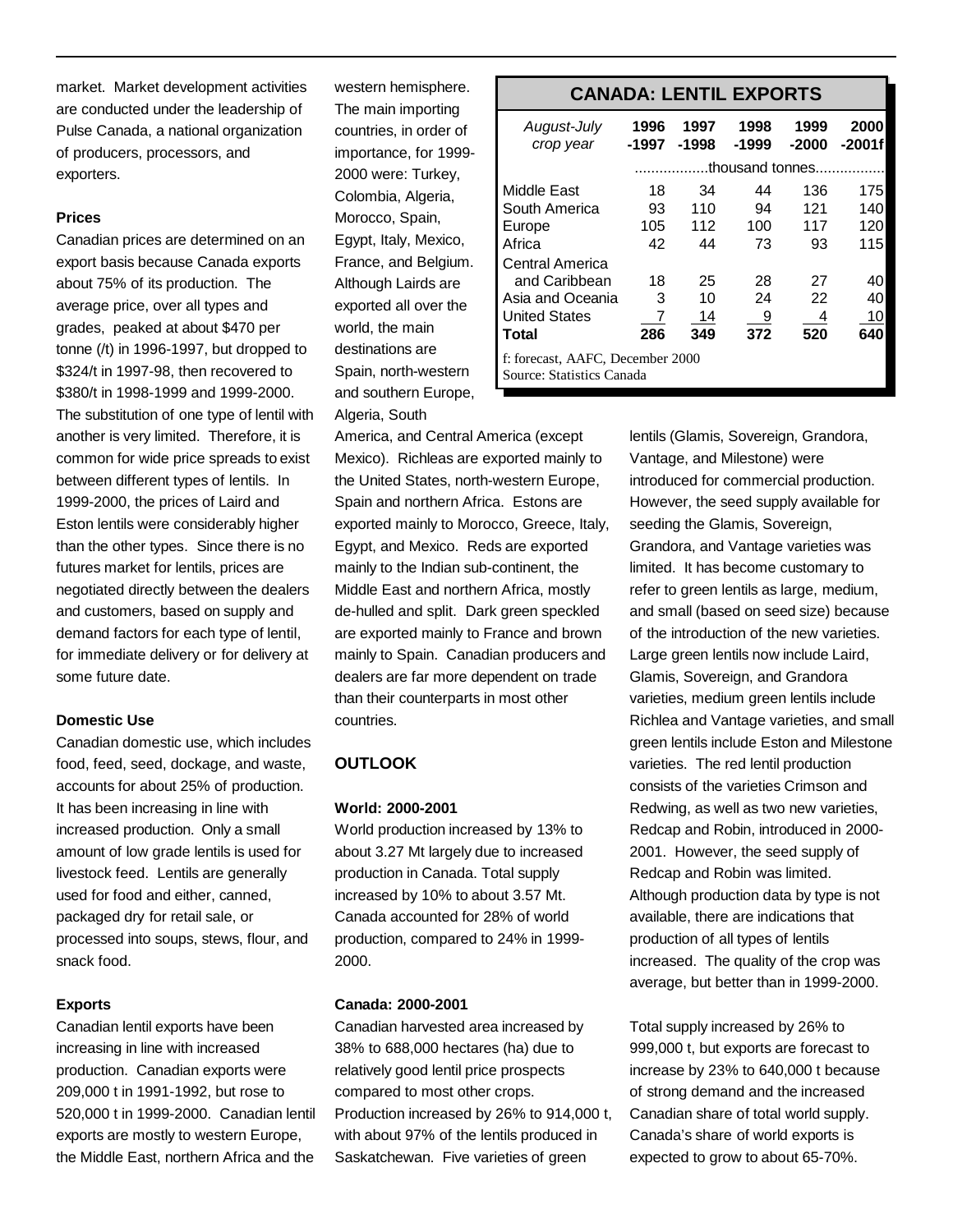market. Market development activities are conducted under the leadership of Pulse Canada, a national organization of producers, processors, and exporters.

#### Prices

Canadian prices are determined on an export basis because Canada exports about 75% of its production. The average price, over all types and grades, peaked at about $470 per tonne (/t) in 1996-1997, but dropped to $324/t in 1997-98, then recovered to $380/t in 1998-1999 and 1999-2000. The substitution of one type of lentil with another is very limited. Therefore, it is common for wide price spreads to exist between different types of lentils. In 1999-2000, the prices of Laird and Eston lentils were considerably higher than the other types. Since there is no futures market for lentils, prices are negotiated directly between the dealers and customers, based on supply and demand factors for each type of lentil, for immediate delivery or for delivery at some future date.

#### Domestic Use

Canadian domestic use, which includes food, feed, seed, dockage, and waste, accounts for about 25% of production. It has been increasing in line with increased production. Only a small amount of low grade lentils is used for livestock feed. Lentils are generally used for food and either, canned, packaged dry for retail sale, or processed into soups, stews, flour, and snack food.

#### Exports

Canadian lentil exports have been increasing in line with increased production. Canadian exports were 209,000 t in 1991-1992, but rose to 520,000 t in 1999-2000. Canadian lentil exports are mostly to western Europe, the Middle East, northern Africa and the western hemisphere. The main importing countries, in order of importance, for 1999-2000 were: Turkey, Colombia, Algeria, Morocco, Spain, Egypt, Italy, Mexico, France, and Belgium. Although Lairds are exported all over the world, the main destinations are Spain, north-western and southern Europe, Algeria, South America, and Central America (except Mexico). Richleas are exported mainly to the United States, north-western Europe, Spain and northern Africa. Estons are exported mainly to Morocco, Greece, Italy, Egypt, and Mexico. Reds are exported mainly to the Indian sub-continent, the Middle East and northern Africa, mostly de-hulled and split. Dark green speckled are exported mainly to France and brown mainly to Spain. Canadian producers and dealers are far more dependent on trade than their counterparts in most other countries.

**CANADA: LENTIL EXPORTS**

| *August-July crop year* | 1996 -1997 | 1997 -1998 | 1998 -1999 | 1999 -2000 | 2000 -2001f |
|---|---|---|---|---|---|
| | ..................thousand tonnes................. | | | | |
| Middle East | 18 | 34 | 44 | 136 | 175 |
| South America | 93 | 110 | 94 | 121 | 140 |
| Europe | 105 | 112 | 100 | 117 | 120 |
| Africa | 42 | 44 | 73 | 93 | 115 |
| Central America and Caribbean | 18 | 25 | 28 | 27 | 40 |
| Asia and Oceania | 3 | 10 | 24 | 22 | 40 |
| United States | 7 | 14 | 9 | 4 | 10 |
| **Total** | **286** | **349** | **372** | **520** | **640** |

f: forecast, AAFC, December 2000
Source: Statistics Canada

## OUTLOOK

#### World: 2000-2001

World production increased by 13% to about 3.27 Mt largely due to increased production in Canada. Total supply increased by 10% to about 3.57 Mt. Canada accounted for 28% of world production, compared to 24% in 1999-2000.

#### Canada: 2000-2001

Canadian harvested area increased by 38% to 688,000 hectares (ha) due to relatively good lentil price prospects compared to most other crops. Production increased by 26% to 914,000 t, with about 97% of the lentils produced in Saskatchewan. Five varieties of green lentils (Glamis, Sovereign, Grandora, Vantage, and Milestone) were introduced for commercial production. However, the seed supply available for seeding the Glamis, Sovereign, Grandora, and Vantage varieties was limited. It has become customary to refer to green lentils as large, medium, and small (based on seed size) because of the introduction of the new varieties. Large green lentils now include Laird, Glamis, Sovereign, and Grandora varieties, medium green lentils include Richlea and Vantage varieties, and small green lentils include Eston and Milestone varieties. The red lentil production consists of the varieties Crimson and Redwing, as well as two new varieties, Redcap and Robin, introduced in 2000-2001. However, the seed supply of Redcap and Robin was limited. Although production data by type is not available, there are indications that production of all types of lentils increased. The quality of the crop was average, but better than in 1999-2000.

Total supply increased by 26% to 999,000 t, but exports are forecast to increase by 23% to 640,000 t because of strong demand and the increased Canadian share of total world supply. Canada's share of world exports is expected to grow to about 65-70%.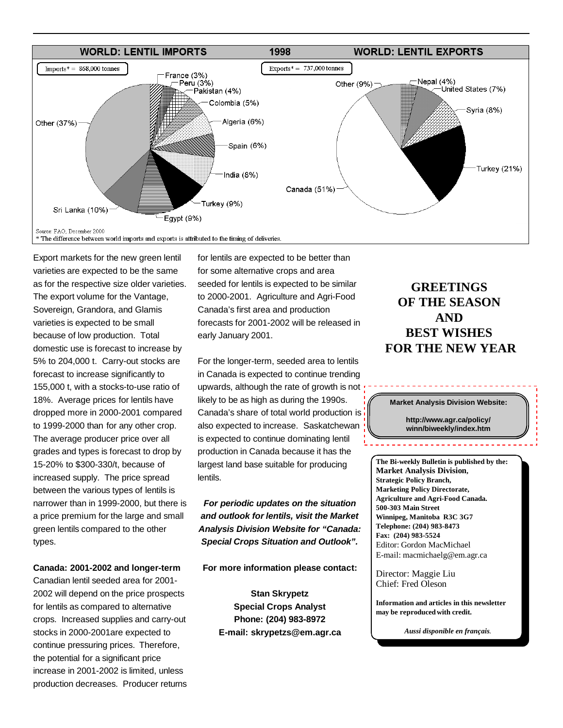WORLD: LENTIL IMPORTS — 1998 — WORLD: LENTIL EXPORTS

Imports* = 868,000 tonnes

France (3%)
Peru (3%)
Pakistan (4%)
Colombia (5%)
Algeria (6%)
Spain (6%)
India (8%)
Turkey (9%)
Egypt (9%)
Sri Lanka (10%)
Other (37%)

Exports* = 737,000 tonnes

Nepal (4%)
United States (7%)
Syria (8%)
Turkey (21%)
Canada (51%)
Other (9%)

Source: FAO, December 2000
* The difference between world imports and exports is attributed to the timing of deliveries.

Export markets for the new green lentil varieties are expected to be the same as for the respective size older varieties. The export volume for the Vantage, Sovereign, Grandora, and Glamis varieties is expected to be small because of low production. Total domestic use is forecast to increase by 5% to 204,000 t. Carry-out stocks are forecast to increase significantly to 155,000 t, with a stocks-to-use ratio of 18%. Average prices for lentils have dropped more in 2000-2001 compared to 1999-2000 than for any other crop. The average producer price over all grades and types is forecast to drop by 15-20% to $300-330/t, because of increased supply. The price spread between the various types of lentils is narrower than in 1999-2000, but there is a price premium for the large and small green lentils compared to the other types.

**Canada: 2001-2002 and longer-term**

Canadian lentil seeded area for 2001-2002 will depend on the price prospects for lentils as compared to alternative crops. Increased supplies and carry-out stocks in 2000-2001are expected to continue pressuring prices. Therefore, the potential for a significant price increase in 2001-2002 is limited, unless production decreases. Producer returns for lentils are expected to be better than for some alternative crops and area seeded for lentils is expected to be similar to 2000-2001. Agriculture and Agri-Food Canada's first area and production forecasts for 2001-2002 will be released in early January 2001.

For the longer-term, seeded area to lentils in Canada is expected to continue trending upwards, although the rate of growth is not likely to be as high as during the 1990s. Canada's share of total world production is also expected to increase. Saskatchewan is expected to continue dominating lentil production in Canada because it has the largest land base suitable for producing lentils.

***For periodic updates on the situation and outlook for lentils, visit the Market Analysis Division Website for "Canada: Special Crops Situation and Outlook".***

**For more information please contact:**

**Stan Skrypetz**
**Special Crops Analyst**
**Phone: (204) 983-8972**
**E-mail: skrypetzs@em.agr.ca**

**GREETINGS OF THE SEASON AND BEST WISHES FOR THE NEW YEAR**

**Market Analysis Division Website:**

**http://www.agr.ca/policy/winn/biweekly/index.htm**

**The Bi-weekly Bulletin is published by the:**
**Market Analysis Division,**
**Strategic Policy Branch,**
**Marketing Policy Directorate,**
**Agriculture and Agri-Food Canada.**
**500-303 Main Street**
**Winnipeg, Manitoba R3C 3G7**
**Telephone: (204) 983-8473**
**Fax: (204) 983-5524**
Editor: Gordon MacMichael
E-mail: macmichaelg@em.agr.ca

Director: Maggie Liu
Chief: Fred Oleson

**Information and articles in this newsletter may be reproduced with credit.**

***Aussi disponible en français.***